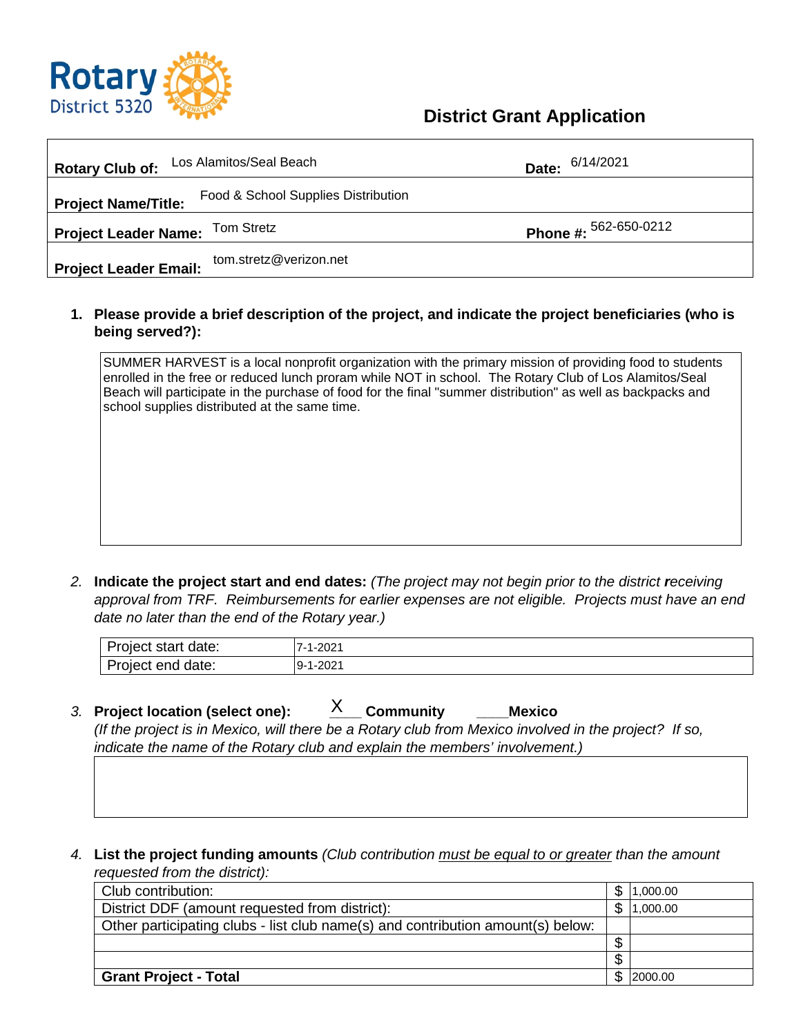Rotary District 5320

# District Grant Application

| | |
|---|---|
| **Rotary Club of:** Los Alamitos/Seal Beach | **Date:** 6/14/2021 |
| **Project Name/Title:** Food & School Supplies Distribution | |
| **Project Leader Name:** Tom Stretz | **Phone #:** 562-650-0212 |
| **Project Leader Email:** tom.stretz@verizon.net | |

1. **Please provide a brief description of the project, and indicate the project beneficiaries (who is being served?):**

SUMMER HARVEST is a local nonprofit organization with the primary mission of providing food to students enrolled in the free or reduced lunch proram while NOT in school. The Rotary Club of Los Alamitos/Seal Beach will participate in the purchase of food for the final "summer distribution" as well as backpacks and school supplies distributed at the same time.

2. **Indicate the project start and end dates:** *(The project may not begin prior to the district receiving approval from TRF. Reimbursements for earlier expenses are not eligible. Projects must have an end date no later than the end of the Rotary year.)*

| | |
|---|---|
| Project start date: | 7-1-2021 |
| Project end date: | 9-1-2021 |

3. **Project location (select one):** X **Community** ____**Mexico**
*(If the project is in Mexico, will there be a Rotary club from Mexico involved in the project? If so, indicate the name of the Rotary club and explain the members' involvement.)*

4. **List the project funding amounts** *(Club contribution must be equal to or greater than the amount requested from the district):*

| | | |
|---|---|---|
| Club contribution: | $ | 1,000.00 |
| District DDF (amount requested from district): | $ | 1,000.00 |
| Other participating clubs - list club name(s) and contribution amount(s) below: | | |
| | $ | |
| | $ | |
| **Grant Project - Total** | $ | 2000.00 |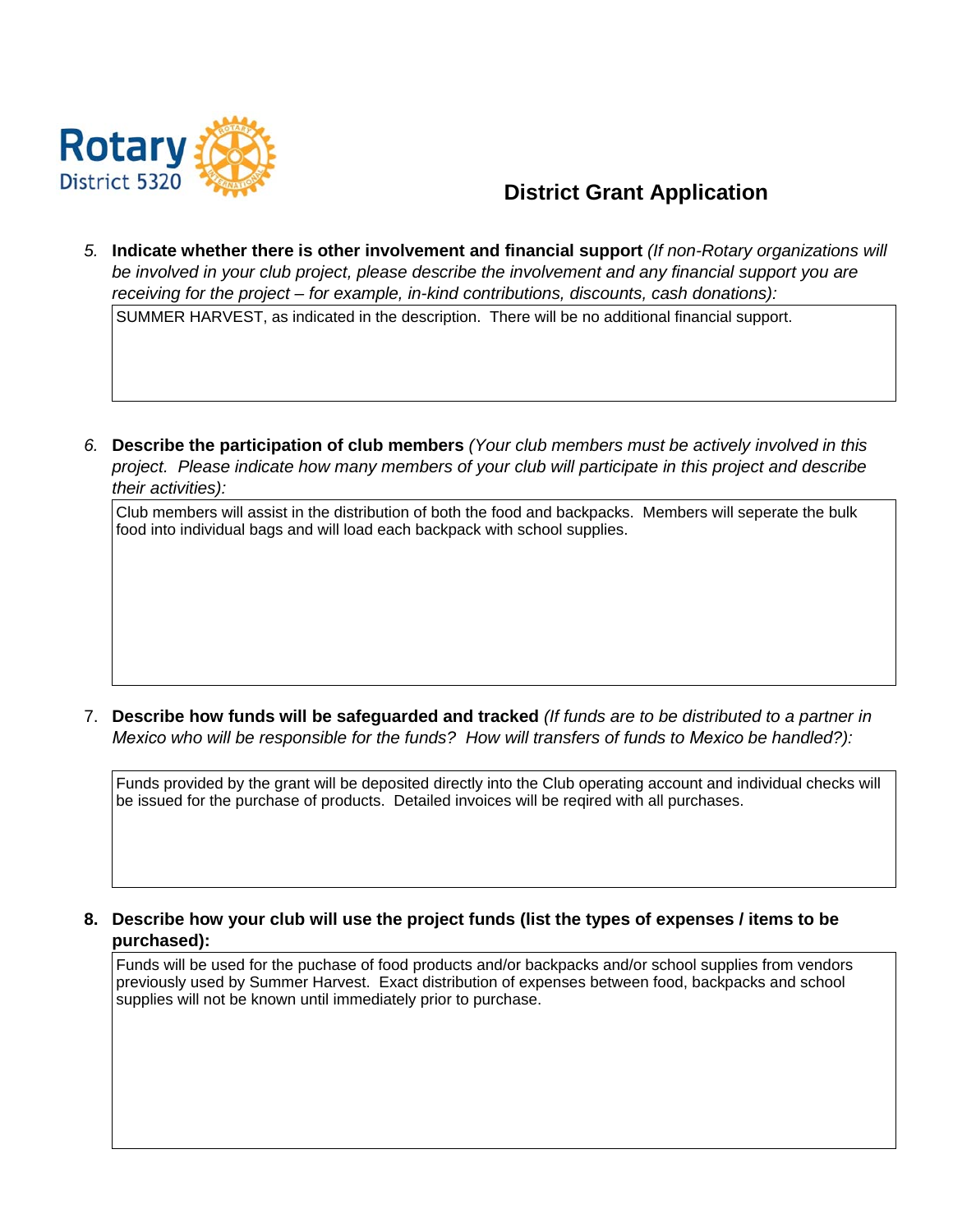Rotary District 5320

# District Grant Application

5. **Indicate whether there is other involvement and financial support** *(If non-Rotary organizations will be involved in your club project, please describe the involvement and any financial support you are receiving for the project – for example, in-kind contributions, discounts, cash donations):*

SUMMER HARVEST, as indicated in the description. There will be no additional financial support.

6. **Describe the participation of club members** *(Your club members must be actively involved in this project. Please indicate how many members of your club will participate in this project and describe their activities):*

Club members will assist in the distribution of both the food and backpacks. Members will seperate the bulk food into individual bags and will load each backpack with school supplies.

7. **Describe how funds will be safeguarded and tracked** *(If funds are to be distributed to a partner in Mexico who will be responsible for the funds? How will transfers of funds to Mexico be handled?):*

Funds provided by the grant will be deposited directly into the Club operating account and individual checks will be issued for the purchase of products. Detailed invoices will be reqired with all purchases.

8. **Describe how your club will use the project funds (list the types of expenses / items to be purchased):**

Funds will be used for the puchase of food products and/or backpacks and/or school supplies from vendors previously used by Summer Harvest. Exact distribution of expenses between food, backpacks and school supplies will not be known until immediately prior to purchase.